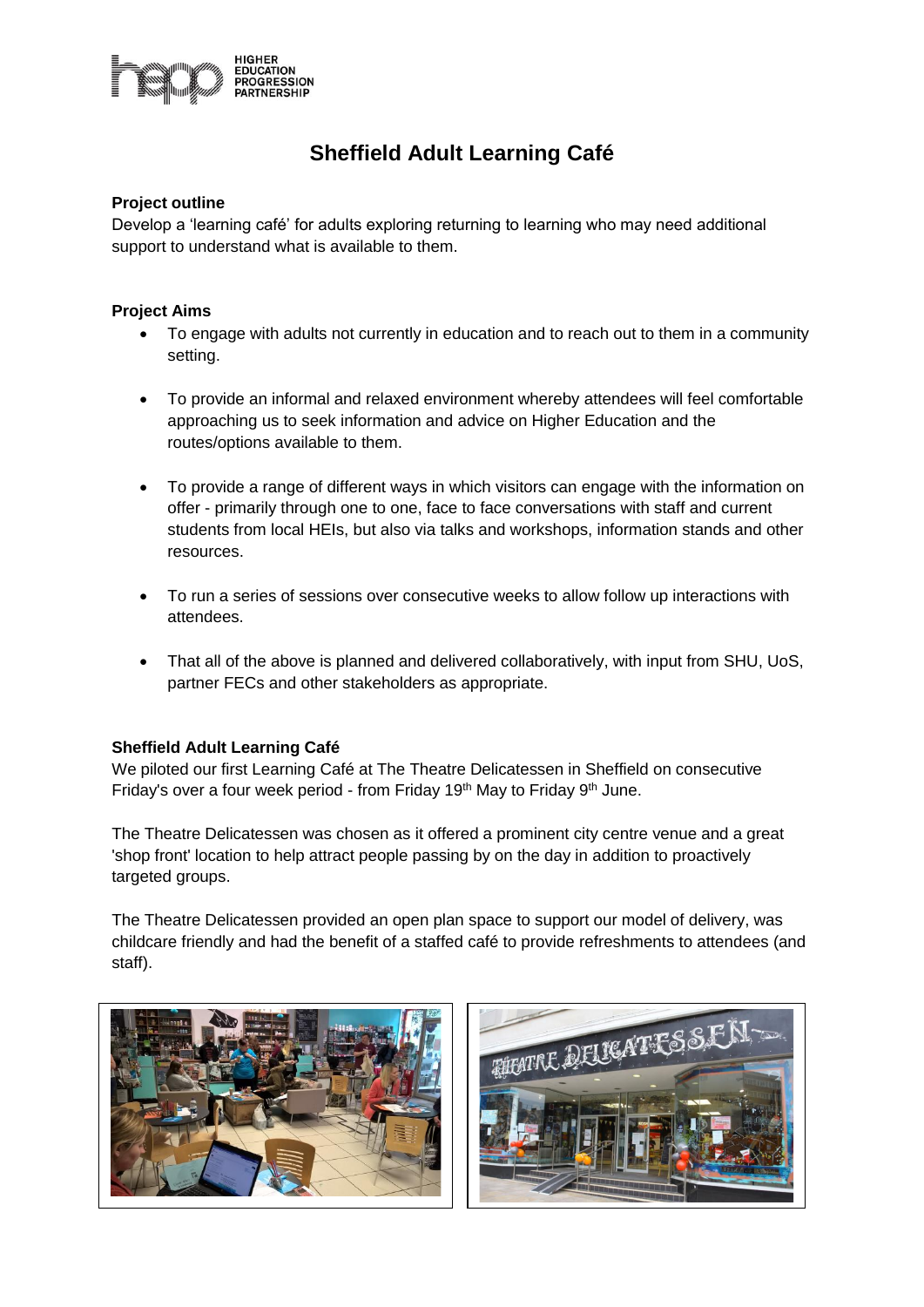# Sheffield Adult Learning Café

**Project outline**

Develop a 'learning café' for adults exploring returning to learning who may need additional support to understand what is available to them.

**Project Aims**

- To engage with adults not currently in education and to reach out to them in a community setting.
- To provide an informal and relaxed environment whereby attendees will feel comfortable approaching us to seek information and advice on Higher Education and the routes/options available to them.
- To provide a range of different ways in which visitors can engage with the information on offer - primarily through one to one, face to face conversations with staff and current students from local HEIs, but also via talks and workshops, information stands and other resources.
- To run a series of sessions over consecutive weeks to allow follow up interactions with attendees.
- That all of the above is planned and delivered collaboratively, with input from SHU, UoS, partner FECs and other stakeholders as appropriate.

**Sheffield Adult Learning Café**

We piloted our first Learning Café at The Theatre Delicatessen in Sheffield on consecutive Friday's over a four week period - from Friday 19th May to Friday 9th June.

The Theatre Delicatessen was chosen as it offered a prominent city centre venue and a great 'shop front' location to help attract people passing by on the day in addition to proactively targeted groups.

The Theatre Delicatessen provided an open plan space to support our model of delivery, was childcare friendly and had the benefit of a staffed café to provide refreshments to attendees (and staff).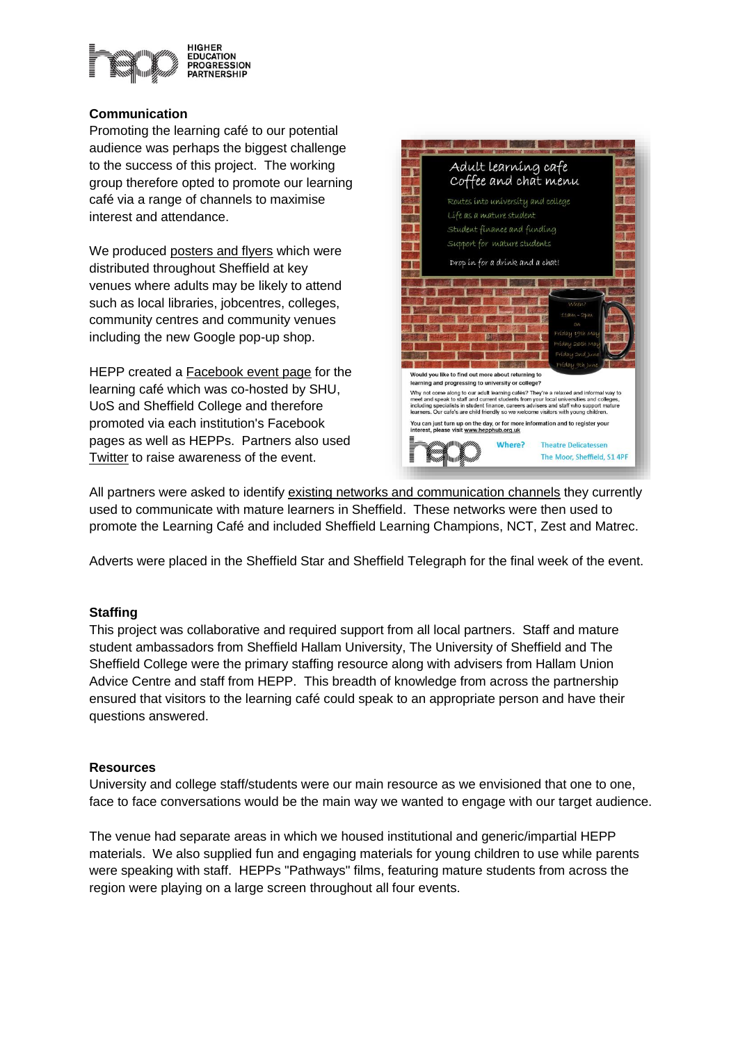## Communication

Promoting the learning café to our potential audience was perhaps the biggest challenge to the success of this project. The working group therefore opted to promote our learning café via a range of channels to maximise interest and attendance.

We produced posters and flyers which were distributed throughout Sheffield at key venues where adults may be likely to attend such as local libraries, jobcentres, colleges, community centres and community venues including the new Google pop-up shop.

HEPP created a Facebook event page for the learning café which was co-hosted by SHU, UoS and Sheffield College and therefore promoted via each institution's Facebook pages as well as HEPPs. Partners also used Twitter to raise awareness of the event.

All partners were asked to identify existing networks and communication channels they currently used to communicate with mature learners in Sheffield. These networks were then used to promote the Learning Café and included Sheffield Learning Champions, NCT, Zest and Matrec.

Adverts were placed in the Sheffield Star and Sheffield Telegraph for the final week of the event.

## Staffing

This project was collaborative and required support from all local partners. Staff and mature student ambassadors from Sheffield Hallam University, The University of Sheffield and The Sheffield College were the primary staffing resource along with advisers from Hallam Union Advice Centre and staff from HEPP. This breadth of knowledge from across the partnership ensured that visitors to the learning café could speak to an appropriate person and have their questions answered.

## Resources

University and college staff/students were our main resource as we envisioned that one to one, face to face conversations would be the main way we wanted to engage with our target audience.

The venue had separate areas in which we housed institutional and generic/impartial HEPP materials. We also supplied fun and engaging materials for young children to use while parents were speaking with staff. HEPPs "Pathways" films, featuring mature students from across the region were playing on a large screen throughout all four events.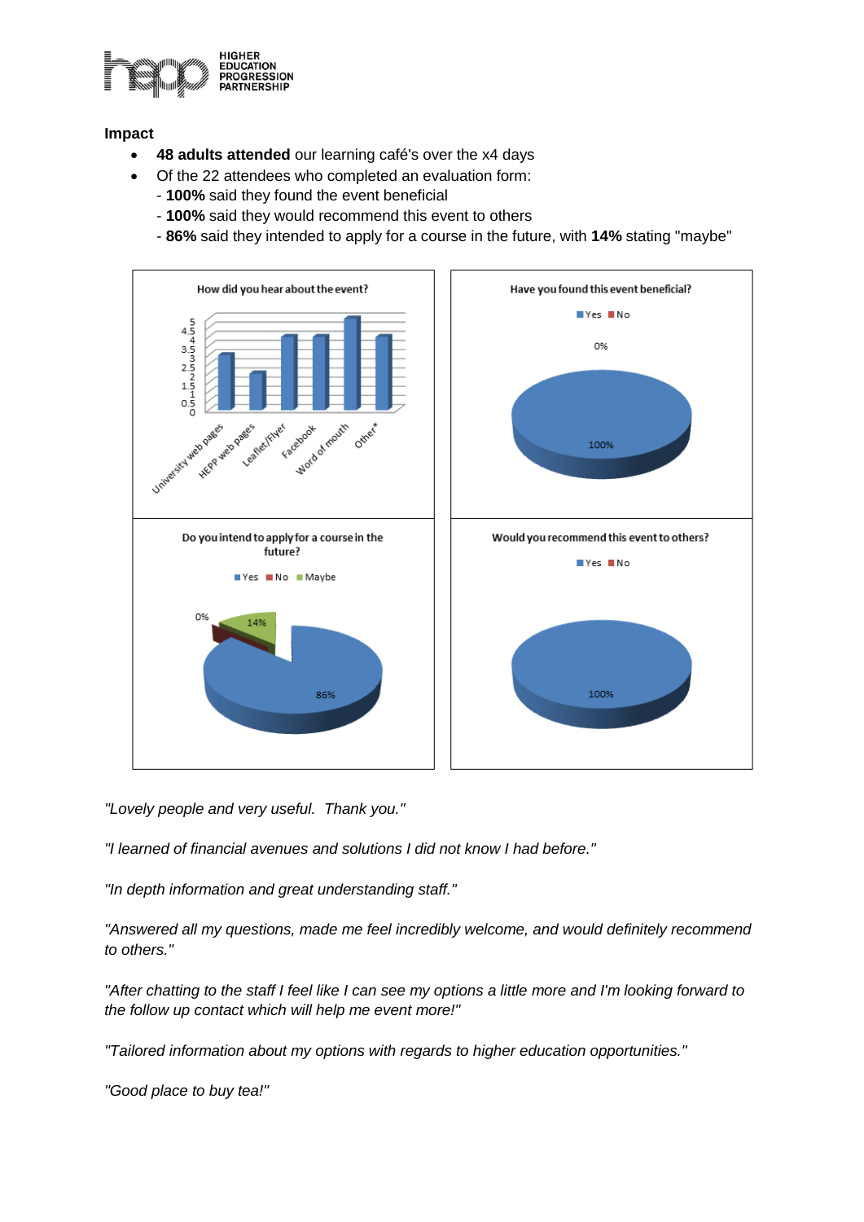**Impact**

- **48 adults attended** our learning café's over the x4 days
- Of the 22 attendees who completed an evaluation form:
  - **100%** said they found the event beneficial
  - **100%** said they would recommend this event to others
  - **86%** said they intended to apply for a course in the future, with **14%** stating "maybe"

How did you hear about the event?

Have you found this event beneficial?

Do you intend to apply for a course in the future?

Would you recommend this event to others?

*"Lovely people and very useful. Thank you."*

*"I learned of financial avenues and solutions I did not know I had before."*

*"In depth information and great understanding staff."*

*"Answered all my questions, made me feel incredibly welcome, and would definitely recommend to others."*

*"After chatting to the staff I feel like I can see my options a little more and I'm looking forward to the follow up contact which will help me event more!"*

*"Tailored information about my options with regards to higher education opportunities."*

*"Good place to buy tea!"*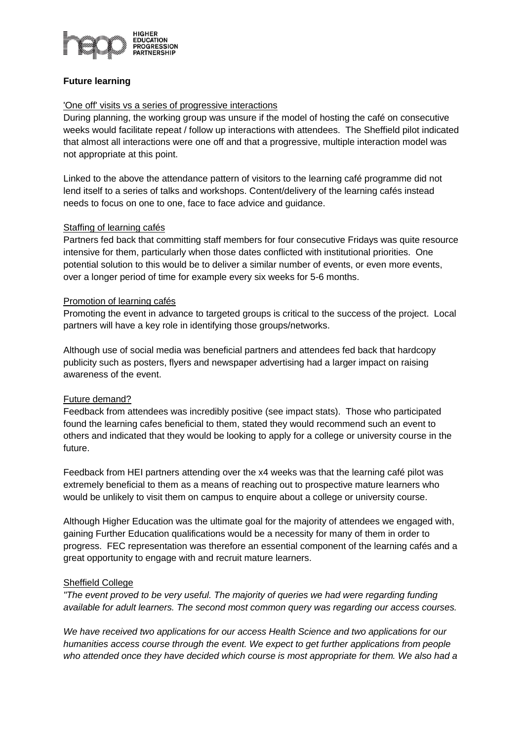**Future learning**

'One off' visits vs a series of progressive interactions

During planning, the working group was unsure if the model of hosting the café on consecutive weeks would facilitate repeat / follow up interactions with attendees. The Sheffield pilot indicated that almost all interactions were one off and that a progressive, multiple interaction model was not appropriate at this point.

Linked to the above the attendance pattern of visitors to the learning café programme did not lend itself to a series of talks and workshops. Content/delivery of the learning cafés instead needs to focus on one to one, face to face advice and guidance.

Staffing of learning cafés

Partners fed back that committing staff members for four consecutive Fridays was quite resource intensive for them, particularly when those dates conflicted with institutional priorities. One potential solution to this would be to deliver a similar number of events, or even more events, over a longer period of time for example every six weeks for 5-6 months.

Promotion of learning cafés

Promoting the event in advance to targeted groups is critical to the success of the project. Local partners will have a key role in identifying those groups/networks.

Although use of social media was beneficial partners and attendees fed back that hardcopy publicity such as posters, flyers and newspaper advertising had a larger impact on raising awareness of the event.

Future demand?

Feedback from attendees was incredibly positive (see impact stats). Those who participated found the learning cafes beneficial to them, stated they would recommend such an event to others and indicated that they would be looking to apply for a college or university course in the future.

Feedback from HEI partners attending over the x4 weeks was that the learning café pilot was extremely beneficial to them as a means of reaching out to prospective mature learners who would be unlikely to visit them on campus to enquire about a college or university course.

Although Higher Education was the ultimate goal for the majority of attendees we engaged with, gaining Further Education qualifications would be a necessity for many of them in order to progress. FEC representation was therefore an essential component of the learning cafés and a great opportunity to engage with and recruit mature learners.

Sheffield College

*"The event proved to be very useful. The majority of queries we had were regarding funding available for adult learners. The second most common query was regarding our access courses.*

*We have received two applications for our access Health Science and two applications for our humanities access course through the event. We expect to get further applications from people who attended once they have decided which course is most appropriate for them. We also had a*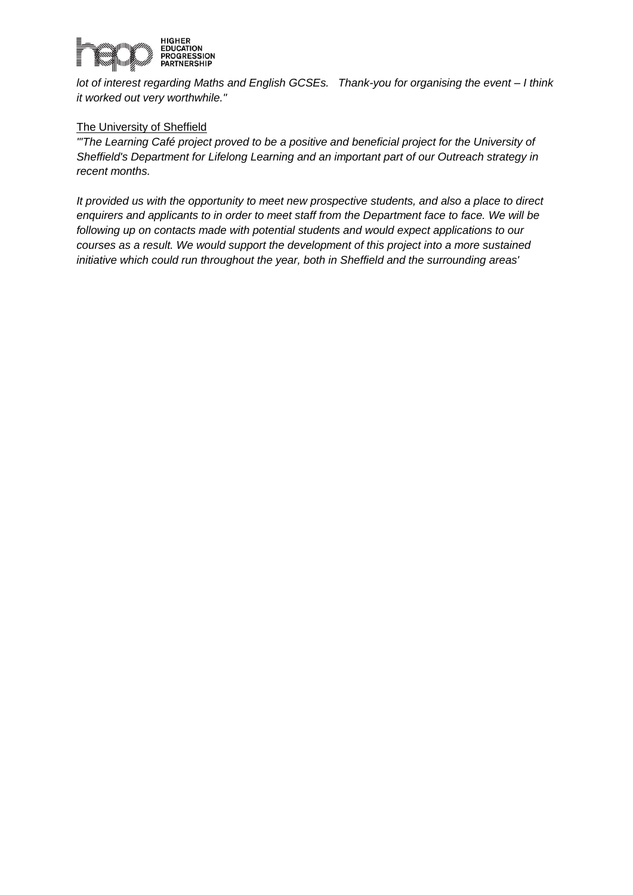*lot of interest regarding Maths and English GCSEs.   Thank-you for organising the event – I think it worked out very worthwhile."*

The University of Sheffield

*"'The Learning Café project proved to be a positive and beneficial project for the University of Sheffield's Department for Lifelong Learning and an important part of our Outreach strategy in recent months.*

*It provided us with the opportunity to meet new prospective students, and also a place to direct enquirers and applicants to in order to meet staff from the Department face to face. We will be following up on contacts made with potential students and would expect applications to our courses as a result. We would support the development of this project into a more sustained initiative which could run throughout the year, both in Sheffield and the surrounding areas'*